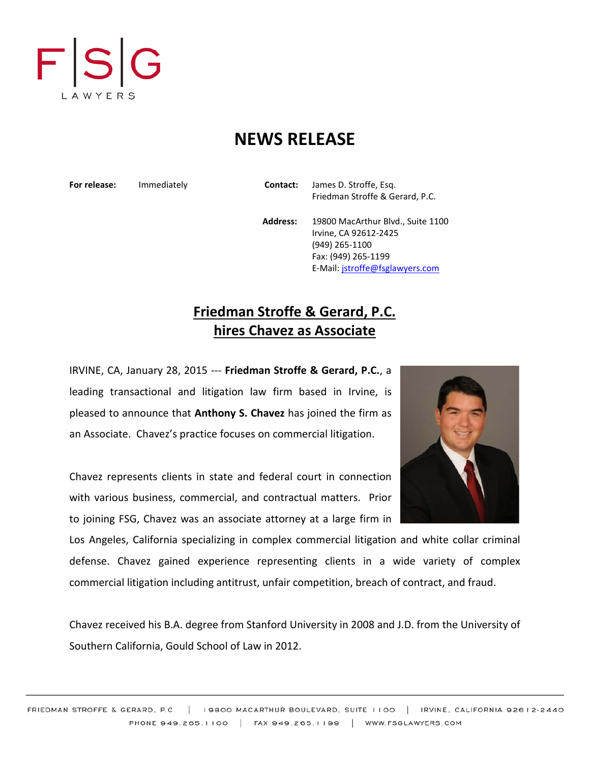F|S|G
LAWYERS

# NEWS RELEASE

**For release:** Immediately

**Contact:** James D. Stroffe, Esq.
Friedman Stroffe & Gerard, P.C.

**Address:** 19800 MacArthur Blvd., Suite 1100
Irvine, CA 92612-2425
(949) 265-1100
Fax: (949) 265-1199
E-Mail: jstroffe@fsglawyers.com

## Friedman Stroffe & Gerard, P.C. hires Chavez as Associate

IRVINE, CA, January 28, 2015 --- **Friedman Stroffe & Gerard, P.C.**, a leading transactional and litigation law firm based in Irvine, is pleased to announce that **Anthony S. Chavez** has joined the firm as an Associate. Chavez's practice focuses on commercial litigation.

Chavez represents clients in state and federal court in connection with various business, commercial, and contractual matters. Prior to joining FSG, Chavez was an associate attorney at a large firm in Los Angeles, California specializing in complex commercial litigation and white collar criminal defense. Chavez gained experience representing clients in a wide variety of complex commercial litigation including antitrust, unfair competition, breach of contract, and fraud.

Chavez received his B.A. degree from Stanford University in 2008 and J.D. from the University of Southern California, Gould School of Law in 2012.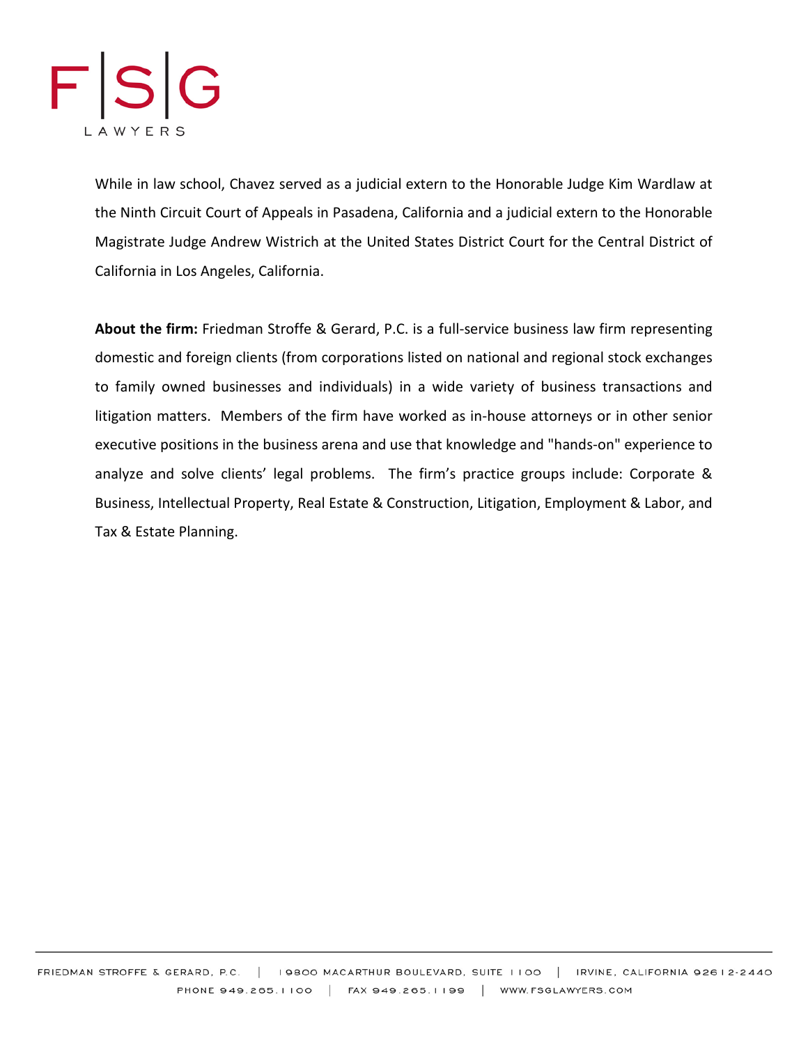While in law school, Chavez served as a judicial extern to the Honorable Judge Kim Wardlaw at the Ninth Circuit Court of Appeals in Pasadena, California and a judicial extern to the Honorable Magistrate Judge Andrew Wistrich at the United States District Court for the Central District of California in Los Angeles, California.

**About the firm:** Friedman Stroffe & Gerard, P.C. is a full-service business law firm representing domestic and foreign clients (from corporations listed on national and regional stock exchanges to family owned businesses and individuals) in a wide variety of business transactions and litigation matters. Members of the firm have worked as in-house attorneys or in other senior executive positions in the business arena and use that knowledge and "hands-on" experience to analyze and solve clients' legal problems. The firm's practice groups include: Corporate & Business, Intellectual Property, Real Estate & Construction, Litigation, Employment & Labor, and Tax & Estate Planning.